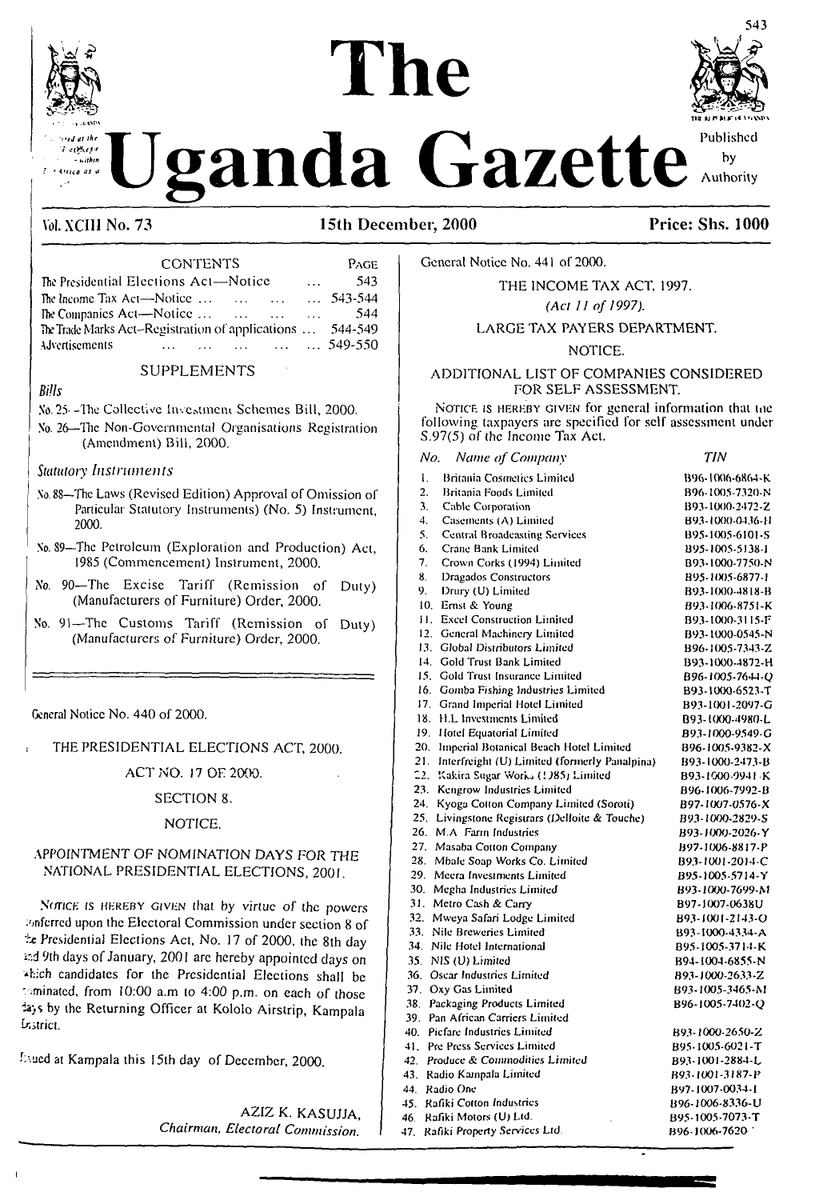# The Uganda Gazette

Published by Authority

Vol. XCIII No. 73 | 15th December, 2000 | Price: Shs. 1000

CONTENTS

| | PAGE |
|---|---|
| The Presidential Elections Act—Notice ... | 543 |
| The Income Tax Act—Notice ... ... ... ... | 543-544 |
| The Companies Act—Notice ... ... ... ... | 544 |
| The Trade Marks Act–Registration of applications ... | 544-549 |
| Advertisements ... ... ... ... ... | 549-550 |

SUPPLEMENTS

*Bills*

No. 25—The Collective Investment Schemes Bill, 2000.

No. 26—The Non-Governmental Organisations Registration (Amendment) Bill, 2000.

*Statutory Instruments*

No. 88—The Laws (Revised Edition) Approval of Omission of Particular Statutory Instruments) (No. 5) Instrument, 2000.

No. 89—The Petroleum (Exploration and Production) Act, 1985 (Commencement) Instrument, 2000.

No. 90—The Excise Tariff (Remission of Duty) (Manufacturers of Furniture) Order, 2000.

No. 91—The Customs Tariff (Remission of Duty) (Manufacturers of Furniture) Order, 2000.

General Notice No. 440 of 2000.

THE PRESIDENTIAL ELECTIONS ACT, 2000.

ACT NO. 17 OF 2000.

SECTION 8.

NOTICE.

APPOINTMENT OF NOMINATION DAYS FOR THE NATIONAL PRESIDENTIAL ELECTIONS, 2001.

NOTICE IS HEREBY GIVEN that by virtue of the powers conferred upon the Electoral Commission under section 8 of the Presidential Elections Act, No. 17 of 2000, the 8th day and 9th days of January, 2001 are hereby appointed days on which candidates for the Presidential Elections shall be nominated, from 10:00 a.m to 4:00 p.m. on each of those days by the Returning Officer at Kololo Airstrip, Kampala District.

Issued at Kampala this 15th day of December, 2000.

AZIZ K. KASUJJA,
*Chairman, Electoral Commission.*

General Notice No. 441 of 2000.

THE INCOME TAX ACT, 1997.

*(Act 11 of 1997).*

LARGE TAX PAYERS DEPARTMENT.

NOTICE.

ADDITIONAL LIST OF COMPANIES CONSIDERED FOR SELF ASSESSMENT.

NOTICE IS HEREBY GIVEN for general information that the following taxpayers are specified for self assessment under S.97(5) of the Income Tax Act.

| *No.* | *Name of Company* | *TIN* |
|---|---|---|
| 1. | Britania Cosmetics Limited | B96-1006-6864-K |
| 2. | Britania Foods Limited | B96-1005-7320-N |
| 3. | Cable Corporation | B93-1000-2472-Z |
| 4. | Casements (A) Limited | B93-1000-0436-H |
| 5. | Central Broadcasting Services | B95-1005-6101-S |
| 6. | Crane Bank Limited | B95-1005-5138-I |
| 7. | Crown Corks (1994) Limited | B93-1000-7750-N |
| 8. | Dragados Constructors | B95-1005-6877-I |
| 9. | Drury (U) Limited | B93-1000-4818-B |
| 10. | Ernst & Young | B93-1006-8751-K |
| 11. | Excel Construction Limited | B93-1000-3115-F |
| 12. | General Machinery Limited | B93-1000-0545-N |
| 13. | Global Distributors Limited | B96-1005-7343-Z |
| 14. | Gold Trust Bank Limited | B93-1000-4872-H |
| 15. | Gold Trust Insurance Limited | B96-1005-7644-Q |
| 16. | Gomba Fishing Industries Limited | B93-1000-6523-T |
| 17. | Grand Imperial Hotel Limited | B93-1001-2097-G |
| 18. | H.L Investments Limited | B93-1000-4980-L |
| 19. | Hotel Equatorial Limited | B93-1000-9549-G |
| 20. | Imperial Botanical Beach Hotel Limited | B96-1005-9382-X |
| 21. | Interfreight (U) Limited (formerly Panalpina) | B93-1000-2473-B |
| 22. | Kakira Sugar Works (1985) Limited | B93-1000-9941-K |
| 23. | Kengrow Industries Limited | B96-1006-7992-B |
| 24. | Kyoga Cotton Company Limited (Soroti) | B97-1007-0576-X |
| 25. | Livingstone Registrars (Delloite & Touche) | B93-1000-2829-S |
| 26. | M.A Farm Industries | B93-1000-2026-Y |
| 27. | Masaba Cotton Company | B97-1006-8817-P |
| 28. | Mbale Soap Works Co. Limited | B93-1001-2014-C |
| 29. | Meera Investments Limited | B95-1005-5714-Y |
| 30. | Megha Industries Limited | B93-1000-7699-M |
| 31. | Metro Cash & Carry | B97-1007-0638U |
| 32. | Mweya Safari Lodge Limited | B93-1001-2143-O |
| 33. | Nile Breweries Limited | B93-1000-4334-A |
| 34. | Nile Hotel International | B95-1005-3714-K |
| 35. | NIS (U) Limited | B94-1004-6855-N |
| 36. | Oscar Industries Limited | B93-1000-2633-Z |
| 37. | Oxy Gas Limited | B93-1005-3465-M |
| 38. | Packaging Products Limited | B96-1005-7402-Q |
| 39. | Pan African Carriers Limited | |
| 40. | Picfare Industries Limited | B93-1000-2650-Z |
| 41. | Pre Press Services Limited | B95-1005-6021-T |
| 42. | Produce & Commodities Limited | B93-1001-2884-L |
| 43. | Radio Kampala Limited | B93-1001-3187-P |
| 44. | Radio One | B97-1007-0034-I |
| 45. | Rafiki Cotton Industries | B96-1006-8336-U |
| 46. | Rafiki Motors (U) Ltd. | B95-1005-7073-T |
| 47. | Rafiki Property Services Ltd. | B96-1006-7620- |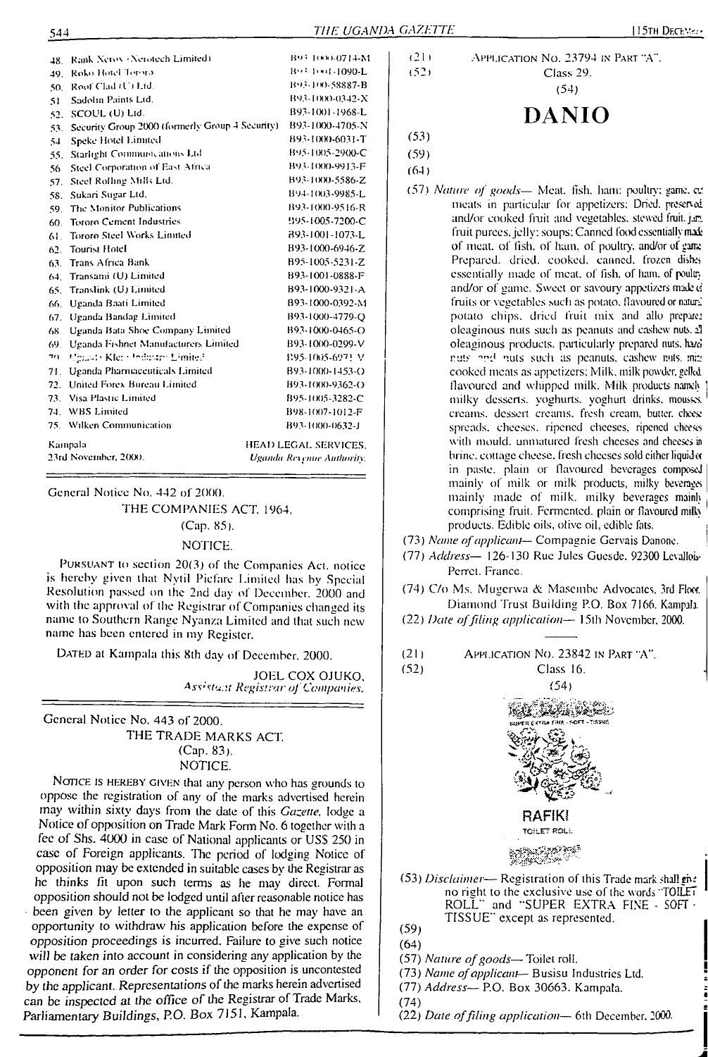| | | |
|---|---|---|
| 48. | Rank Xerox (Xerotech Limited) | B93-1000-0714-M |
| 49. | Roko Hotel Tororo | B93-1001-1090-L |
| 50. | Roof Clad (U) Ltd. | B93-100-58887-B |
| 51. | Sadolin Paints Ltd. | B93-1000-0342-X |
| 52. | SCOUL (U) Ltd. | B93-1001-1968-L |
| 53. | Security Group 2000 (formerly Group 4 Security) | B93-1000-4705-N |
| 54. | Speke Hotel Limited | B93-1000-6031-T |
| 55. | Starlight Communications Ltd | B95-1005-2900-C |
| 56. | Steel Corporation of East Africa | B93-1000-9913-F |
| 57. | Steel Rolling Mills Ltd. | B93-1000-5586-Z |
| 58. | Sukari Sugar Ltd. | B94-1003-9985-L |
| 59. | The Monitor Publications | B93-1000-9516-R |
| 60. | Tororo Cement Industries | B95-1005-7200-C |
| 61. | Tororo Steel Works Limited | B93-1001-1073-L |
| 62. | Tourist Hotel | B93-1000-6946-Z |
| 63. | Trans Africa Bank | B95-1005-5231-Z |
| 64. | Transami (U) Limited | B93-1001-0888-F |
| 65. | Translink (U) Limited | B93-1000-9321-A |
| 66. | Uganda Baati Limited | B93-1000-0392-M |
| 67. | Uganda Bandag Limited | B93-1000-4779-Q |
| 68. | Uganda Bata Shoe Company Limited | B93-1000-0465-O |
| 69. | Uganda Fishnet Manufacturers Limited | B93-1000-0299-V |
| 70. | Uganda Kleenex Industries Limited | B95-1005-6971-V |
| 71. | Uganda Pharmaceuticals Limited | B93-1000-1453-O |
| 72. | United Forex Bureau Limited | B93-1000-9362-O |
| 73. | Visa Plastic Limited | B95-1005-3282-C |
| 74. | WBS Limited | B98-1007-1012-F |
| 75. | Wilken Communication | B93-1000-0632-J |

Kampala
23rd November, 2000.

HEAD LEGAL SERVICES,
*Uganda Revenue Authority.*

---

General Notice No. 442 of 2000.

THE COMPANIES ACT, 1964.
(Cap. 85).

NOTICE.

PURSUANT to section 20(3) of the Companies Act, notice is hereby given that Nytil Picfare Limited has by Special Resolution passed on the 2nd day of December, 2000 and with the approval of the Registrar of Companies changed its name to Southern Range Nyanza Limited and that such new name has been entered in my Register.

DATED at Kampala this 8th day of December, 2000.

JOEL COX OJUKO,
*Assistant Registrar of Companies.*

---

General Notice No. 443 of 2000.

THE TRADE MARKS ACT.
(Cap. 83).

NOTICE.

NOTICE IS HEREBY GIVEN that any person who has grounds to oppose the registration of any of the marks advertised herein may within sixty days from the date of this *Gazette*, lodge a Notice of opposition on Trade Mark Form No. 6 together with a fee of Shs. 4000 in case of National applicants or US$ 250 in case of Foreign applicants. The period of lodging Notice of opposition may be extended in suitable cases by the Registrar as he thinks fit upon such terms as he may direct. Formal opposition should not be lodged until after reasonable notice has been given by letter to the applicant so that he may have an opportunity to withdraw his application before the expense of opposition proceedings is incurred. Failure to give such notice will be taken into account in considering any application by the opponent for an order for costs if the opposition is uncontested by the applicant. Representations of the marks herein advertised can be inspected at the office of the Registrar of Trade Marks, Parliamentary Buildings, P.O. Box 7151, Kampala.

(21) APPLICATION NO. 23794 IN PART "A".
(52) Class 29.
(54)

**DANIO**

(53)
(59)
(64)
(57) *Nature of goods*— Meat, fish, ham; poultry; game, cut meats in particular for appetizers; Dried, preserved and/or cooked fruit and vegetables, stewed fruit, jam, fruit purees, jelly; soups; Canned food essentially made of meat, of fish, of ham, of poultry, and/or of game. Prepared, dried, cooked, canned, frozen dishes essentially made of meat, of fish, of ham, of poultry and/or of game. Sweet or savoury appetizers made of fruits or vegetables such as potato, flavoured or natural potato chips, dried fruit mix and all prepared oleaginous nuts such as peanuts and cashew nuts, all oleaginous products, particularly prepared nuts, hazel nuts and nuts such as peanuts, cashew nuts, mini cooked meats as appetizers; Milk, milk powder, gelled flavoured and whipped milk. Milk products namely milky desserts, yoghurts, yoghurt drinks, mousses, creams, dessert creams, fresh cream, butter, cheese spreads, cheeses, ripened cheeses, ripened cheeses with mould, unmatured fresh cheeses and cheeses in brine, cottage cheese, fresh cheeses sold either liquid or in paste, plain or flavoured beverages composed mainly of milk or milk products, milky beverages mainly made of milk, milky beverages mainly comprising fruit, Fermented, plain or flavoured milky products. Edible oils, olive oil, edible fats.
(73) *Name of applicant*— Compagnie Gervais Danone.
(77) *Address*— 126-130 Rue Jules Guesde, 92300 Levallois-Perret, France.
(74) C/o Ms. Mugerwa & Masembe Advocates, 3rd Floor, Diamond Trust Building P.O. Box 7166, Kampala.
(22) *Date of filing application*— 15th November, 2000.

---

(21) APPLICATION NO. 23842 IN PART "A".
(52) Class 16.
(54)

SUPER EXTRA FINE - SOFT - TISSUE

RAFIKI
TOILET ROLL

(53) *Disclaimer*— Registration of this Trade mark shall give no right to the exclusive use of the words "TOILET ROLL" and "SUPER EXTRA FINE - SOFT - TISSUE" except as represented.
(59)
(64)
(57) *Nature of goods*— Toilet roll.
(73) *Name of applicant*— Busisu Industries Ltd.
(77) *Address*— P.O. Box 30663, Kampala.
(74)
(22) *Date of filing application*— 6th December, 2000.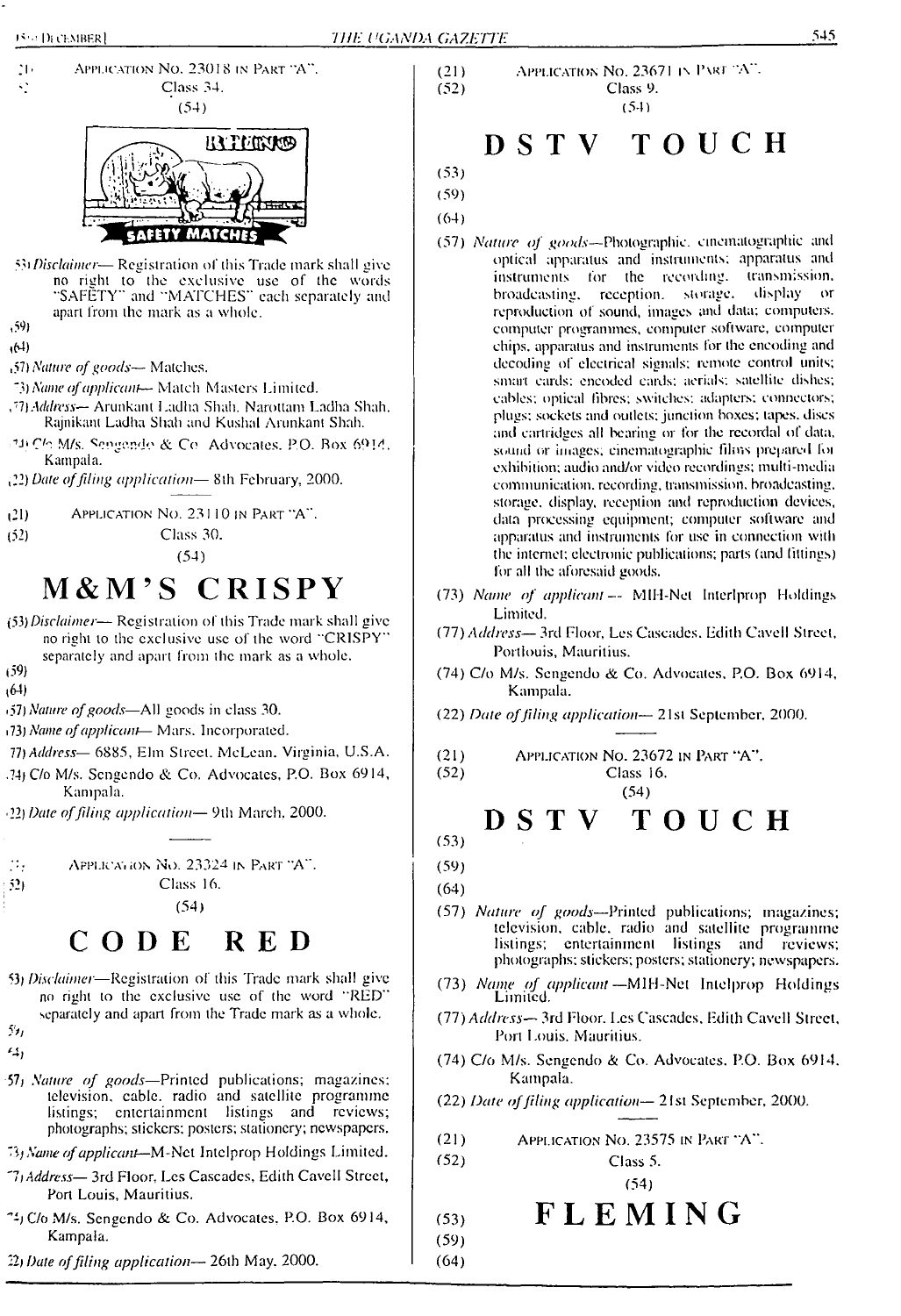(21) APPLICATION NO. 23018 IN PART "A".

(52) Class 34.

(54)

(53) *Disclaimer*— Registration of this Trade mark shall give no right to the exclusive use of the words "SAFETY" and "MATCHES" each separately and apart from the mark as a whole.

(59)

(64)

(57) *Nature of goods*— Matches.

(73) *Name of applicant*— Match Masters Limited.

(77) *Address*— Arunkant Ladha Shah, Narottam Ladha Shah, Rajnikant Ladha Shah and Kushal Arunkant Shah.

(74) C/o M/s. Sengendo & Co. Advocates, P.O. Box 6914, Kampala.

(22) *Date of filing application*— 8th February, 2000.

---

(21) APPLICATION NO. 23110 IN PART "A".

(52) Class 30.

(54)

# M&M'S CRISPY

(53) *Disclaimer*— Registration of this Trade mark shall give no right to the exclusive use of the word "CRISPY" separately and apart from the mark as a whole.

(59)

(64)

(57) *Nature of goods*—All goods in class 30.

(73) *Name of applicant*— Mars. Incorporated.

(77) *Address*— 6885, Elm Street. McLean, Virginia, U.S.A.

(74) C/o M/s. Sengendo & Co. Advocates, P.O. Box 6914, Kampala.

(22) *Date of filing application*— 9th March, 2000.

---

(21) APPLICATION NO. 23324 IN PART "A".

(52) Class 16.

(54)

# CODE RED

(53) *Disclaimer*—Registration of this Trade mark shall give no right to the exclusive use of the word "RED" separately and apart from the Trade mark as a whole.

(59)

(64)

(57) *Nature of goods*—Printed publications; magazines; television, cable, radio and satellite programme listings; entertainment listings and reviews; photographs; stickers; posters; stationery; newspapers.

(73) *Name of applicant*—M-Net Intelprop Holdings Limited.

(77) *Address*— 3rd Floor, Les Cascades, Edith Cavell Street, Port Louis, Mauritius.

(74) C/o M/s. Sengendo & Co. Advocates, P.O. Box 6914, Kampala.

(22) *Date of filing application*— 26th May, 2000.

---

(21) APPLICATION NO. 23671 IN PART "A".

(52) Class 9.

(54)

# DSTV TOUCH

(53)

(59)

(64)

(57) *Nature of goods*—Photographic, cinematographic and optical apparatus and instruments; apparatus and instruments for the recording, transmission, broadcasting, reception, storage, display or reproduction of sound, images and data; computers, computer programmes, computer software, computer chips, apparatus and instruments for the encoding and decoding of electrical signals; remote control units; smart cards; encoded cards; aerials; satellite dishes; cables; optical fibres; switches; adapters; connectors; plugs; sockets and outlets; junction boxes; tapes, discs and cartridges all bearing or for the recordal of data, sound or images; cinematographic films prepared for exhibition; audio and/or video recordings; multi-media communication, recording, transmission, broadcasting, storage, display, reception and reproduction devices, data processing equipment; computer software and apparatus and instruments for use in connection with the internet; electronic publications; parts (and fittings) for all the aforesaid goods.

(73) *Name of applicant* — MIH-Net Interlprop Holdings Limited.

(77) *Address*— 3rd Floor, Les Cascades, Edith Cavell Street, Portlouis, Mauritius.

(74) C/o M/s. Sengendo & Co. Advocates, P.O. Box 6914, Kampala.

(22) *Date of filing application*— 21st September, 2000.

---

(21) APPLICATION NO. 23672 IN PART "A".

(52) Class 16.

(54)

# DSTV TOUCH

(53)

(59)

(64)

(57) *Nature of goods*—Printed publications; magazines; television, cable, radio and satellite programme listings; entertainment listings and reviews; photographs; stickers; posters; stationery; newspapers.

(73) *Name of applicant* —MIH-Net Intelprop Holdings Limited.

(77) *Address*— 3rd Floor, Les Cascades, Edith Cavell Street, Port Louis, Mauritius.

(74) C/o M/s. Sengendo & Co. Advocates, P.O. Box 6914, Kampala.

(22) *Date of filing application*— 21st September, 2000.

---

(21) APPLICATION NO. 23575 IN PART "A".

(52) Class 5.

(54)

# FLEMING

(53)

(59)

(64)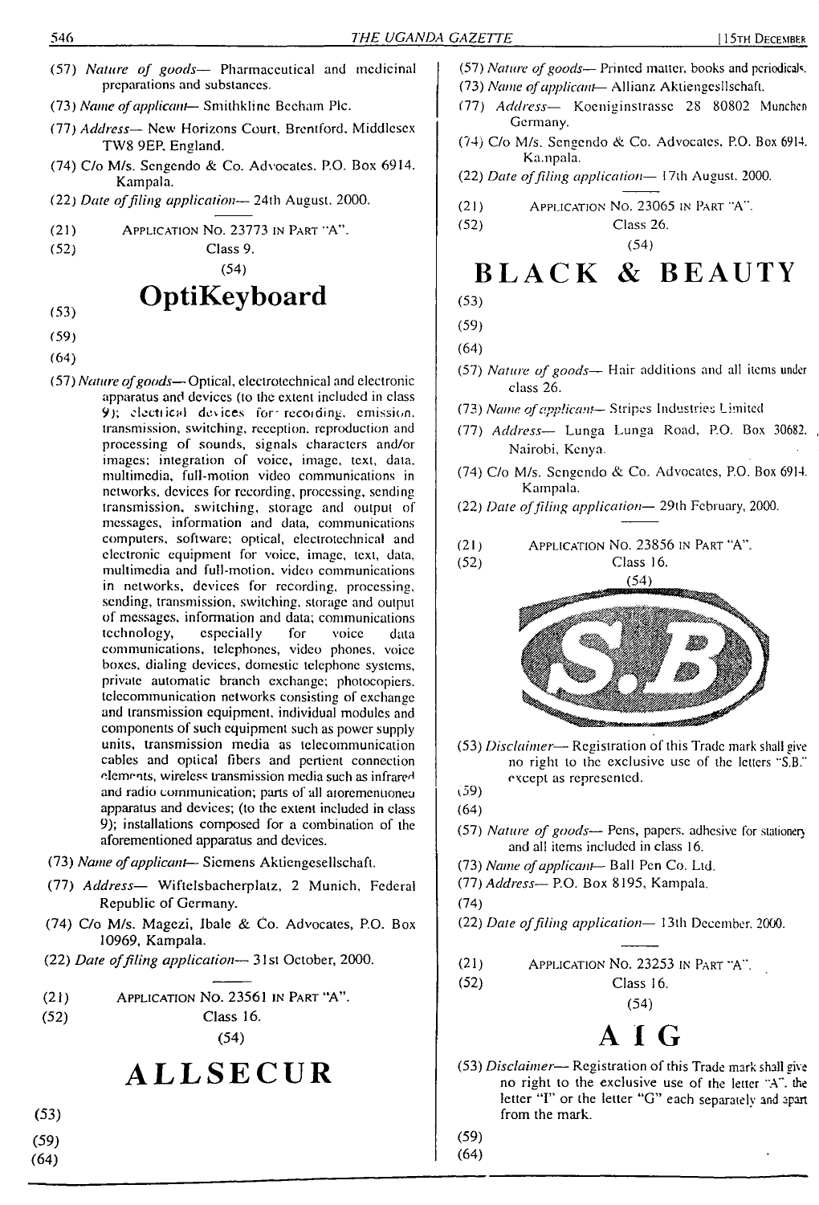(57) *Nature of goods*— Pharmaceutical and medicinal preparations and substances.

(73) *Name of applicant*— Smithkline Becham Plc.

(77) *Address*— New Horizons Court, Brentford, Middlesex TW8 9EP, England.

(74) C/o M/s. Sengendo & Co. Advocates, P.O. Box 6914, Kampala.

(22) *Date of filing application*— 24th August, 2000.

---

(21) APPLICATION NO. 23773 IN PART "A".

(52) Class 9.

(54)

## OptiKeyboard

(53)

(59)

(64)

(57) *Nature of goods*— Optical, electrotechnical and electronic apparatus and devices (to the extent included in class 9); electrical devices for recording, emission, transmission, switching, reception, reproduction and processing of sounds, signals characters and/or images; integration of voice, image, text, data, multimedia, full-motion video communications in networks, devices for recording, processing, sending transmission, switching, storage and output of messages, information and data, communications computers, software; optical, electrotechnical and electronic equipment for voice, image, text, data, multimedia and full-motion, video communications in networks, devices for recording, processing, sending, transmission, switching, storage and output of messages, information and data; communications technology, especially for voice data communications, telephones, video phones, voice boxes, dialing devices, domestic telephone systems, private automatic branch exchange; photocopiers, telecommunication networks consisting of exchange and transmission equipment, individual modules and components of such equipment such as power supply units, transmission media as telecommunication cables and optical fibers and pertient connection elements, wireless transmission media such as infrared and radio communication; parts of all aforementioned apparatus and devices; (to the extent included in class 9); installations composed for a combination of the aforementioned apparatus and devices.

(73) *Name of applicant*— Siemens Aktiengesellschaft.

(77) *Address*— Wiftelsbacherplatz, 2 Munich, Federal Republic of Germany.

(74) C/o M/s. Magezi, Ibale & Co. Advocates, P.O. Box 10969, Kampala.

(22) *Date of filing application*— 31st October, 2000.

---

(21) APPLICATION NO. 23561 IN PART "A".

(52) Class 16.

(54)

## ALLSECUR

(53)

(59)

(64)

(57) *Nature of goods*— Printed matter, books and periodicals.

(73) *Name of applicant*— Allianz Aktiengesllschaft.

(77) *Address*— Koeniginstrasse 28 80802 Munchen Germany.

(74) C/o M/s. Sengendo & Co. Advocates, P.O. Box 6914, Kampala.

(22) *Date of filing application*— 17th August, 2000.

---

(21) APPLICATION NO. 23065 IN PART "A".

(52) Class 26.

(54)

## BLACK & BEAUTY

(53)

(59)

(64)

(57) *Nature of goods*— Hair additions and all items under class 26.

(73) *Name of applicant*— Stripes Industries Limited

(77) *Address*— Lunga Lunga Road, P.O. Box 30682, Nairobi, Kenya.

(74) C/o M/s. Sengendo & Co. Advocates, P.O. Box 6914, Kampala.

(22) *Date of filing application*— 29th February, 2000.

---

(21) APPLICATION NO. 23856 IN PART "A".

(52) Class 16.

(54)

S.B

(53) *Disclaimer*— Registration of this Trade mark shall give no right to the exclusive use of the letters "S.B." except as represented.

(59)

(64)

(57) *Nature of goods*— Pens, papers, adhesive for stationery and all items included in class 16.

(73) *Name of applicant*— Ball Pen Co. Ltd.

(77) *Address*— P.O. Box 8195, Kampala.

(74)

(22) *Date of filing application*— 13th December, 2000.

---

(21) APPLICATION NO. 23253 IN PART "A".

(52) Class 16.

(54)

## A I G

(53) *Disclaimer*— Registration of this Trade mark shall give no right to the exclusive use of the letter "A", the letter "I" or the letter "G" each separately and apart from the mark.

(59)

(64)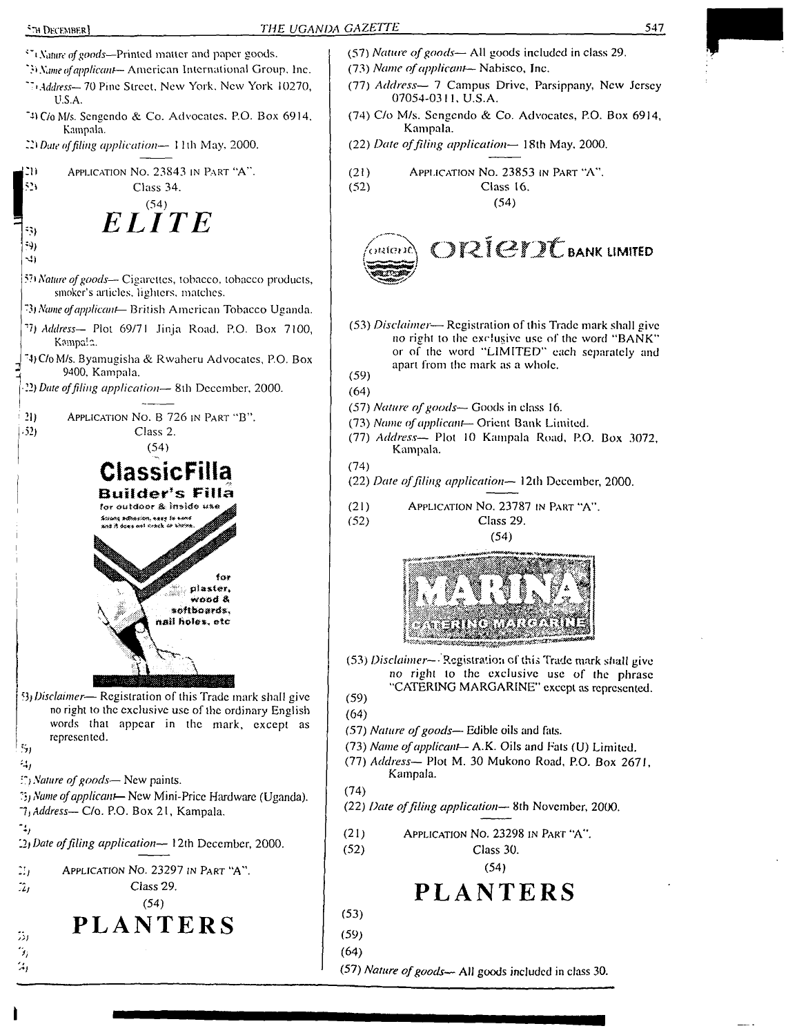(57) *Nature of goods*—Printed matter and paper goods.

(73) *Name of applicant*— American International Group, Inc.

(77) *Address*— 70 Pine Street, New York, New York 10270, U.S.A.

(74) C/o M/s. Sengendo & Co. Advocates, P.O. Box 6914, Kampala.

(22) *Date of filing application*— 11th May, 2000.

---

(21) APPLICATION NO. 23843 IN PART "A".

(52) Class 34.

(54)

**ELITE**

(53)

(59)

(64)

(57) *Nature of goods*— Cigarettes, tobacco, tobacco products, smoker's articles, lighters, matches.

(73) *Name of applicant*— British American Tobacco Uganda.

(77) *Address*— Plot 69/71 Jinja Road, P.O. Box 7100, Kampala.

(74) C/o M/s. Byamugisha & Rwaheru Advocates, P.O. Box 9400, Kampala.

(22) *Date of filing application*— 8th December, 2000.

---

(21) APPLICATION NO. B 726 IN PART "B".

(52) Class 2.

(54)

**ClassicFilla**
**Builder's Filla**
for outdoor & inside use
for plaster, wood & softboards, nail holes, etc

(53) *Disclaimer*— Registration of this Trade mark shall give no right to the exclusive use of the ordinary English words that appear in the mark, except as represented.

(59)

(64)

(57) *Nature of goods*— New paints.

(73) *Name of applicant*— New Mini-Price Hardware (Uganda).

(77) *Address*— C/o. P.O. Box 21, Kampala.

(74)

(22) *Date of filing application*— 12th December, 2000.

---

(21) APPLICATION NO. 23297 IN PART "A".

(52) Class 29.

(54)

**PLANTERS**

(53)

(59)

(64)

(57) *Nature of goods*— All goods included in class 29.

(73) *Name of applicant*— Nabisco, Inc.

(77) *Address*— 7 Campus Drive, Parsippany, New Jersey 07054-0311, U.S.A.

(74) C/o M/s. Sengendo & Co. Advocates, P.O. Box 6914, Kampala.

(22) *Date of filing application*— 18th May, 2000.

---

(21) APPLICATION NO. 23853 IN PART "A".

(52) Class 16.

(54)

**ORIENT BANK LIMITED**

(53) *Disclaimer*— Registration of this Trade mark shall give no right to the exclusive use of the word "BANK" or of the word "LIMITED" each separately and apart from the mark as a whole.

(59)

(64)

(57) *Nature of goods*— Goods in class 16.

(73) *Name of applicant*— Orient Bank Limited.

(77) *Address*— Plot 10 Kampala Road, P.O. Box 3072, Kampala.

(74)

(22) *Date of filing application*— 12th December, 2000.

---

(21) APPLICATION NO. 23787 IN PART "A".

(52) Class 29.

(54)

**MARINA**
**CATERING MARGARINE**

(53) *Disclaimer*— Registration of this Trade mark shall give no right to the exclusive use of the phrase "CATERING MARGARINE" except as represented.

(59)

(64)

(57) *Nature of goods*— Edible oils and fats.

(73) *Name of applicant*— A.K. Oils and Fats (U) Limited.

(77) *Address*— Plot M. 30 Mukono Road, P.O. Box 2671, Kampala.

(74)

(22) *Date of filing application*— 8th November, 2000.

---

(21) APPLICATION NO. 23298 IN PART "A".

(52) Class 30.

(54)

**PLANTERS**

(53)

(59)

(64)

(57) *Nature of goods*— All goods included in class 30.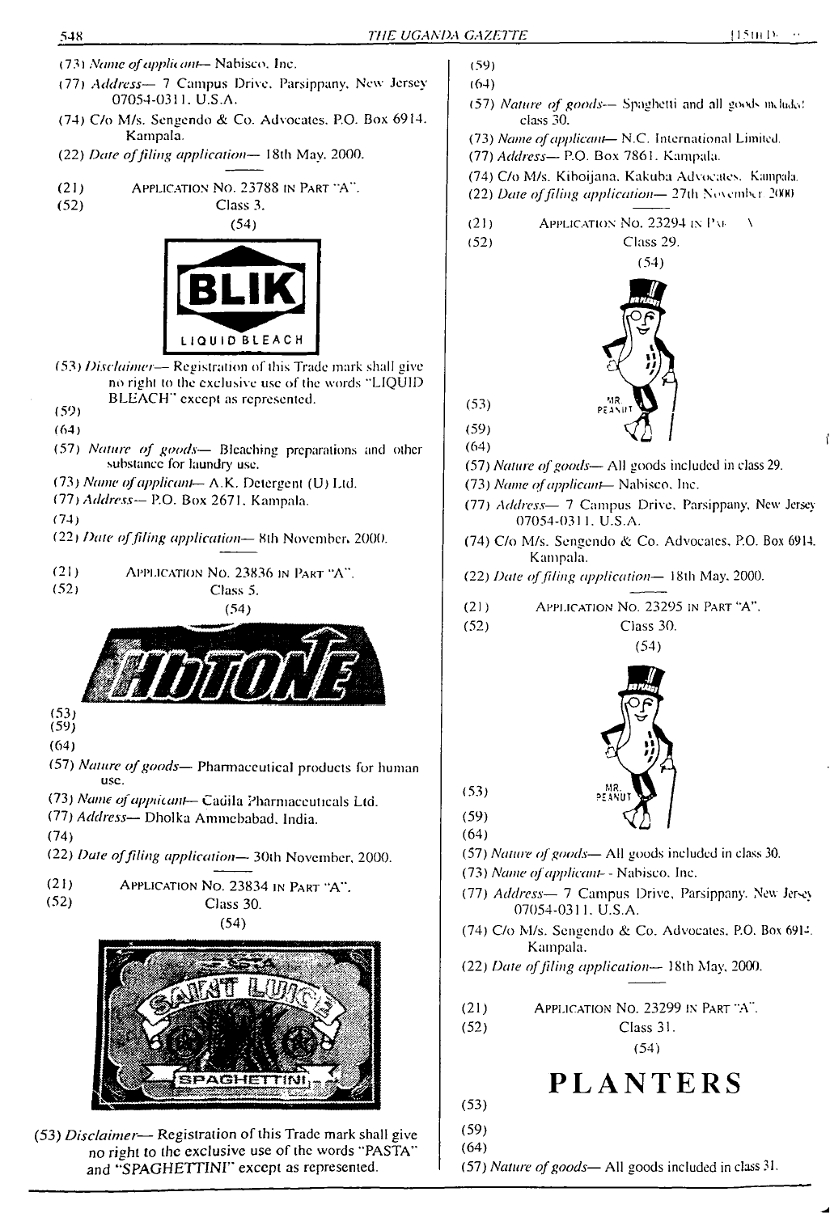(73) *Name of applicant*— Nabisco, Inc.

(77) *Address*— 7 Campus Drive, Parsippany, New Jersey 07054-0311, U.S.A.

(74) C/o M/s. Sengendo & Co. Advocates, P.O. Box 6914. Kampala.

(22) *Date of filing application*— 18th May, 2000.

---

(21) APPLICATION NO. 23788 IN PART "A".

(52) Class 3.

(54)

BLIK

LIQUID BLEACH

(53) *Disclaimer*— Registration of this Trade mark shall give no right to the exclusive use of the words "LIQUID BLEACH" except as represented.

(59)

(64)

(57) *Nature of goods*— Bleaching preparations and other substance for laundry use.

(73) *Name of applicant*— A.K. Detergent (U) Ltd.

(77) *Address*— P.O. Box 2671, Kampala.

(74)

(22) *Date of filing application*— 8th November, 2000.

---

(21) APPLICATION NO. 23836 IN PART "A".

(52) Class 5.

(54)

HbTONE

(53)

(59)

(64)

(57) *Nature of goods*— Pharmaceutical products for human use.

(73) *Name of applicant*— Cadila Pharmaceuticals Ltd.

(77) *Address*— Dholka Ammebabad, India.

(74)

(22) *Date of filing application*— 30th November, 2000.

---

(21) APPLICATION NO. 23834 IN PART "A".

(52) Class 30.

(54)

PASTA SAINT LUICE SPAGHETTINI

(53) *Disclaimer*— Registration of this Trade mark shall give no right to the exclusive use of the words "PASTA" and "SPAGHETTINI" except as represented.

(59)

(64)

(57) *Nature of goods*— Spaghetti and all goods included class 30.

(73) *Name of applicant*— N.C. International Limited.

(77) *Address*— P.O. Box 7861. Kampala.

(74) C/o M/s. Kiboijana, Kakuba Advocates. Kampala.

(22) *Date of filing application*— 27th November 2000

---

(21) APPLICATION NO. 23294 IN PART "A".

(52) Class 29.

(54)

MR. PEANUT

(53)

(59)

(64)

(57) *Nature of goods*— All goods included in class 29.

(73) *Name of applicant*— Nabisco, Inc.

(77) *Address*— 7 Campus Drive, Parsippany, New Jersey 07054-0311, U.S.A.

(74) C/o M/s. Sengendo & Co. Advocates, P.O. Box 6914. Kampala.

(22) *Date of filing application*— 18th May, 2000.

---

(21) APPLICATION NO. 23295 IN PART "A".

(52) Class 30.

(54)

MR. PEANUT

(53)

(59)

(64)

(57) *Nature of goods*— All goods included in class 30.

(73) *Name of applicant*— Nabisco, Inc.

(77) *Address*— 7 Campus Drive, Parsippany, New Jersey 07054-0311, U.S.A.

(74) C/o M/s. Sengendo & Co. Advocates, P.O. Box 6914. Kampala.

(22) *Date of filing application*— 18th May, 2000.

---

(21) APPLICATION NO. 23299 IN PART "A".

(52) Class 31.

(54)

**PLANTERS**

(53)

(59)

(64)

(57) *Nature of goods*— All goods included in class 31.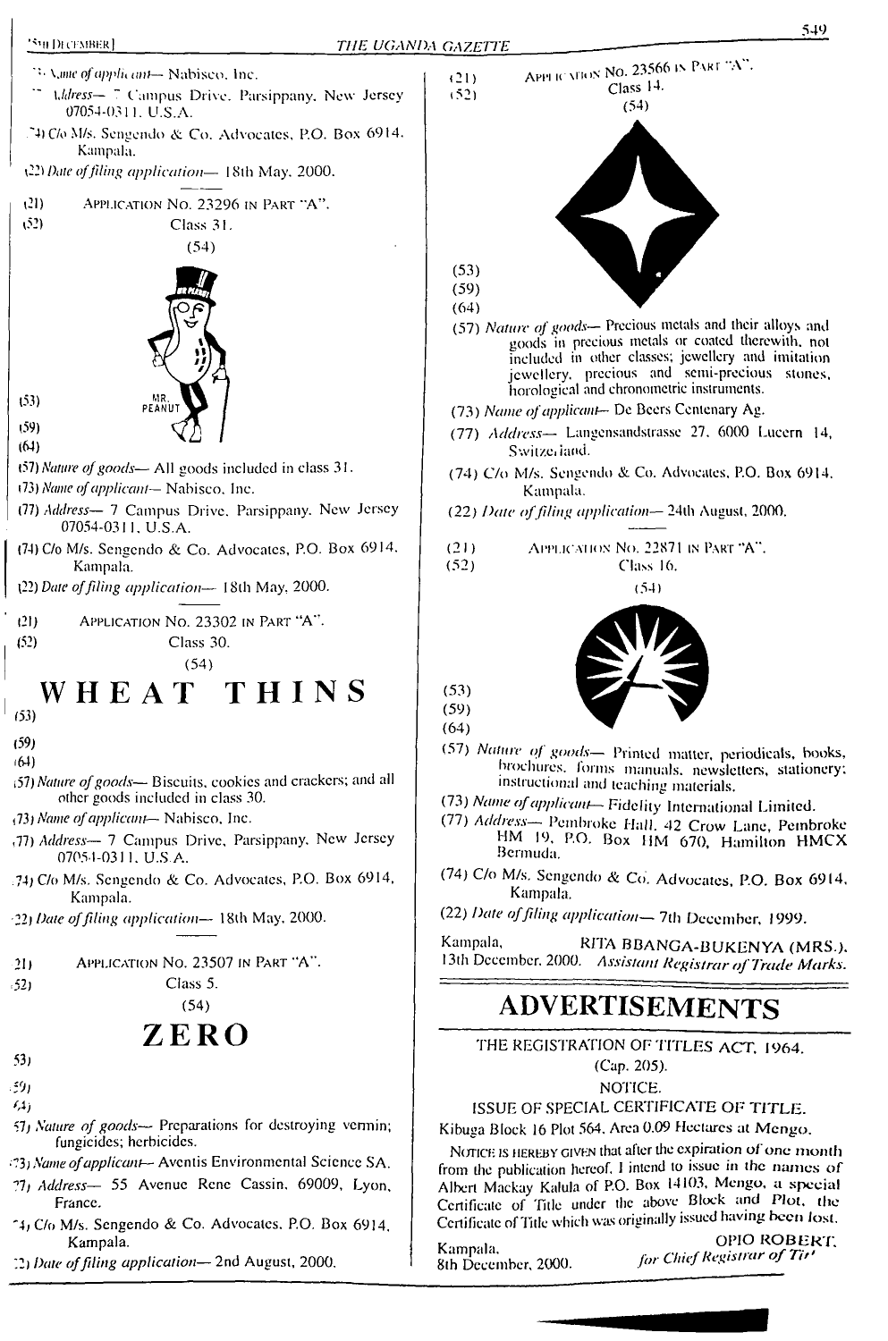(73) *Name of applicant*— Nabisco, Inc.

(77) *Address*— 7 Campus Drive, Parsippany, New Jersey 07054-0311, U.S.A.

(74) C/o M/s. Sengendo & Co. Advocates, P.O. Box 6914, Kampala.

(22) *Date of filing application*— 18th May, 2000.

(21) APPLICATION NO. 23296 IN PART "A".

(52) Class 31.

(54)

MR. PEANUT

(53)

(59)

(64)

(57) *Nature of goods*— All goods included in class 31.

(73) *Name of applicant*— Nabisco, Inc.

(77) *Address*— 7 Campus Drive, Parsippany, New Jersey 07054-0311, U.S.A.

(74) C/o M/s. Sengendo & Co. Advocates, P.O. Box 6914, Kampala.

(22) *Date of filing application*— 18th May, 2000.

(21) APPLICATION NO. 23302 IN PART "A".

(52) Class 30.

(54)

**WHEAT THINS**

(53)

(59)

(64)

(57) *Nature of goods*— Biscuits, cookies and crackers; and all other goods included in class 30.

(73) *Name of applicant*— Nabisco, Inc.

(77) *Address*— 7 Campus Drive, Parsippany, New Jersey 07054-0311, U.S.A.

(74) C/o M/s. Sengendo & Co. Advocates, P.O. Box 6914, Kampala.

(22) *Date of filing application*— 18th May, 2000.

(21) APPLICATION NO. 23507 IN PART "A".

(52) Class 5.

(54)

**ZERO**

(53)

(59)

(64)

(57) *Nature of goods*— Preparations for destroying vermin; fungicides; herbicides.

(73) *Name of applicant*— Aventis Environmental Science SA.

(77) *Address*— 55 Avenue Rene Cassin, 69009, Lyon, France.

(74) C/o M/s. Sengendo & Co. Advocates, P.O. Box 6914, Kampala.

(22) *Date of filing application*— 2nd August, 2000.

(21) APPLICATION NO. 23566 IN PART "A".

(52) Class 14.

(54)

(53)

(59)

(64)

(57) *Nature of goods*— Precious metals and their alloys and goods in precious metals or coated therewith, not included in other classes; jewellery and imitation jewellery, precious and semi-precious stones, horological and chronometric instruments.

(73) *Name of applicant*— De Beers Centenary Ag.

(77) *Address*— Langensandstrasse 27, 6000 Lucern 14, Switzerland.

(74) C/o M/s. Sengendo & Co. Advocates, P.O. Box 6914, Kampala.

(22) *Date of filing application*— 24th August, 2000.

(21) APPLICATION NO. 22871 IN PART "A".

(52) Class 16.

(54)

(53)

(59)

(64)

(57) *Nature of goods*— Printed matter, periodicals, books, brochures, forms manuals, newsletters, stationery; instructional and teaching materials.

(73) *Name of applicant*— Fidelity International Limited.

(77) *Address*— Pembroke Hall, 42 Crow Lane, Pembroke HM 19, P.O. Box HM 670, Hamilton HMCX Bermuda.

(74) C/o M/s. Sengendo & Co. Advocates, P.O. Box 6914, Kampala.

(22) *Date of filing application*— 7th December, 1999.

Kampala, RITA BBANGA-BUKENYA (MRS.),
13th December, 2000. *Assistant Registrar of Trade Marks.*

# ADVERTISEMENTS

THE REGISTRATION OF TITLES ACT, 1964.

(Cap. 205).

NOTICE.

ISSUE OF SPECIAL CERTIFICATE OF TITLE.

Kibuga Block 16 Plot 564, Area 0.09 Hectares at Mengo.

NOTICE IS HEREBY GIVEN that after the expiration of one month from the publication hereof, I intend to issue in the names of Albert Mackay Kalula of P.O. Box 14103, Mengo, a special Certificate of Title under the above Block and Plot, the Certificate of Title which was originally issued having been lost.

Kampala, OPIO ROBERT,
8th December, 2000. *for Chief Registrar of Tit'*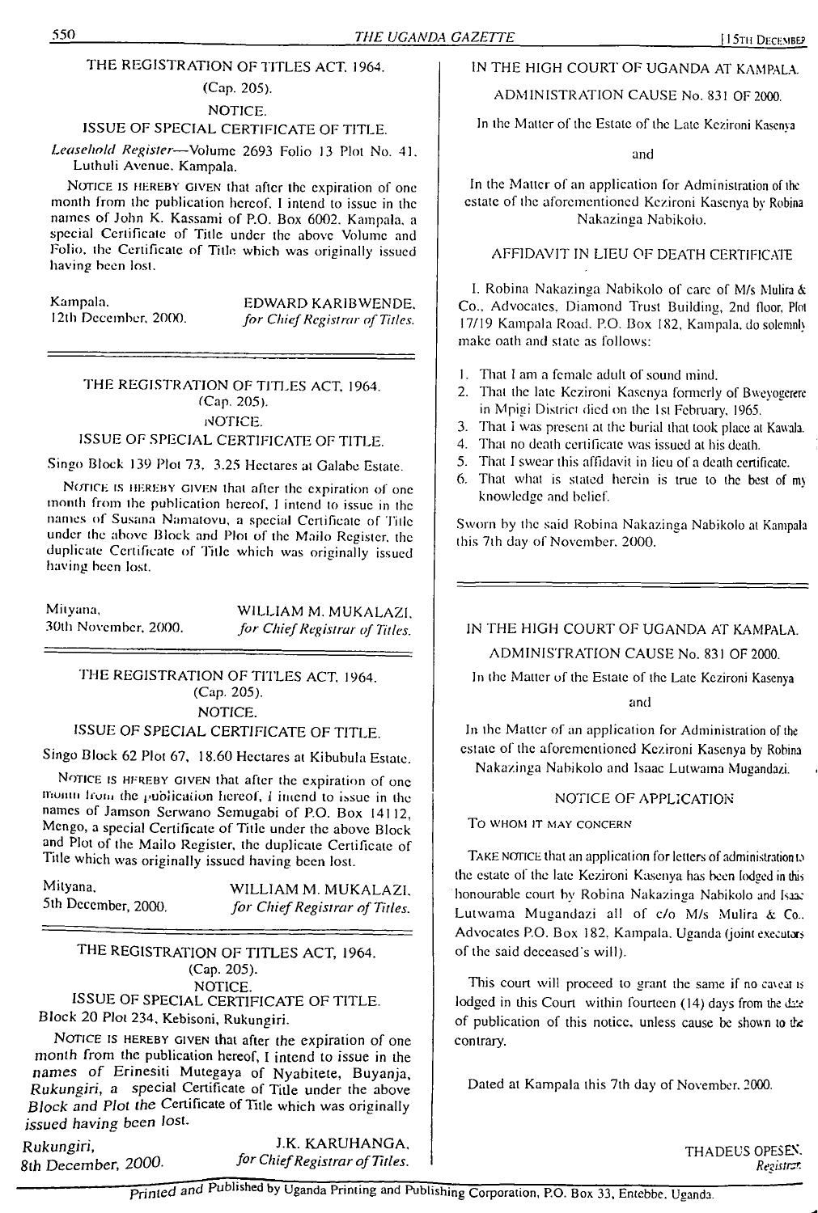THE REGISTRATION OF TITLES ACT, 1964.

(Cap. 205).

NOTICE.

ISSUE OF SPECIAL CERTIFICATE OF TITLE.

*Leasehold Register*—Volume 2693 Folio 13 Plot No. 41, Luthuli Avenue, Kampala.

NOTICE IS HEREBY GIVEN that after the expiration of one month from the publication hereof, I intend to issue in the names of John K. Kassami of P.O. Box 6002, Kampala, a special Certificate of Title under the above Volume and Folio, the Certificate of Title which was originally issued having been lost.

Kampala, 12th December, 2000.

EDWARD KARIBWENDE, *for Chief Registrar of Titles.*

---

THE REGISTRATION OF TITLES ACT, 1964.

(Cap. 205).

NOTICE.

ISSUE OF SPECIAL CERTIFICATE OF TITLE.

Singo Block 139 Plot 73, 3.25 Hectares at Galabe Estate.

NOTICE IS HEREBY GIVEN that after the expiration of one month from the publication hereof, I intend to issue in the names of Susana Namatovu, a special Certificate of Title under the above Block and Plot of the Mailo Register, the duplicate Certificate of Title which was originally issued having been lost.

Mityana, 30th November, 2000.

WILLIAM M. MUKALAZI, *for Chief Registrar of Titles.*

---

THE REGISTRATION OF TITLES ACT, 1964.

(Cap. 205).

NOTICE.

ISSUE OF SPECIAL CERTIFICATE OF TITLE.

Singo Block 62 Plot 67, 18.60 Hectares at Kibubula Estate.

NOTICE IS HEREBY GIVEN that after the expiration of one month from the publication hereof, I intend to issue in the names of Jamson Serwano Semugabi of P.O. Box 14112, Mengo, a special Certificate of Title under the above Block and Plot of the Mailo Register, the duplicate Certificate of Title which was originally issued having been lost.

Mityana, 5th December, 2000.

WILLIAM M. MUKALAZI, *for Chief Registrar of Titles.*

---

THE REGISTRATION OF TITLES ACT, 1964.

(Cap. 205).

NOTICE.

ISSUE OF SPECIAL CERTIFICATE OF TITLE.

Block 20 Plot 234, Kebisoni, Rukungiri.

NOTICE IS HEREBY GIVEN that after the expiration of one month from the publication hereof, I intend to issue in the names of Erinesiti Mutegaya of Nyabitete, Buyanja, Rukungiri, a special Certificate of Title under the above Block and Plot the Certificate of Title which was originally issued having been lost.

Rukungiri, 8th December, 2000.

J.K. KARUHANGA, *for Chief Registrar of Titles.*

---

IN THE HIGH COURT OF UGANDA AT KAMPALA.

ADMINISTRATION CAUSE No. 831 OF 2000.

In the Matter of the Estate of the Late Keziron Kasenya

and

In the Matter of an application for Administration of the estate of the aforementioned Keziron Kasenya by Robina Nakazinga Nabikolo.

AFFIDAVIT IN LIEU OF DEATH CERTIFICATE

I, Robina Nakazinga Nabikolo of care of M/s Mulira & Co., Advocates, Diamond Trust Building, 2nd floor, Plot 17/19 Kampala Road, P.O. Box 182, Kampala, do solemnly make oath and state as follows:

1. That I am a female adult of sound mind.
2. That the late Keziron Kasenya formerly of Bweyogerere in Mpigi District died on the 1st February, 1965.
3. That I was present at the burial that took place at Kawala.
4. That no death certificate was issued at his death.
5. That I swear this affidavit in lieu of a death certificate.
6. That what is stated herein is true to the best of my knowledge and belief.

Sworn by the said Robina Nakazinga Nabikolo at Kampala this 7th day of November, 2000.

---

IN THE HIGH COURT OF UGANDA AT KAMPALA.

ADMINISTRATION CAUSE No. 831 OF 2000.

In the Matter of the Estate of the Late Keziron Kasenya

and

In the Matter of an application for Administration of the estate of the aforementioned Keziron Kasenya by Robina Nakazinga Nabikolo and Isaac Lutwama Mugandazi.

NOTICE OF APPLICATION

TO WHOM IT MAY CONCERN

TAKE NOTICE that an application for letters of administration to the estate of the late Keziron Kasenya has been lodged in this honourable court by Robina Nakazinga Nabikolo and Isaac Lutwama Mugandazi all of c/o M/s Mulira & Co., Advocates P.O. Box 182, Kampala, Uganda (joint executors of the said deceased's will).

This court will proceed to grant the same if no caveat is lodged in this Court within fourteen (14) days from the date of publication of this notice, unless cause be shown to the contrary.

Dated at Kampala this 7th day of November, 2000.

THADEUS OPESEN, *Registrar.*